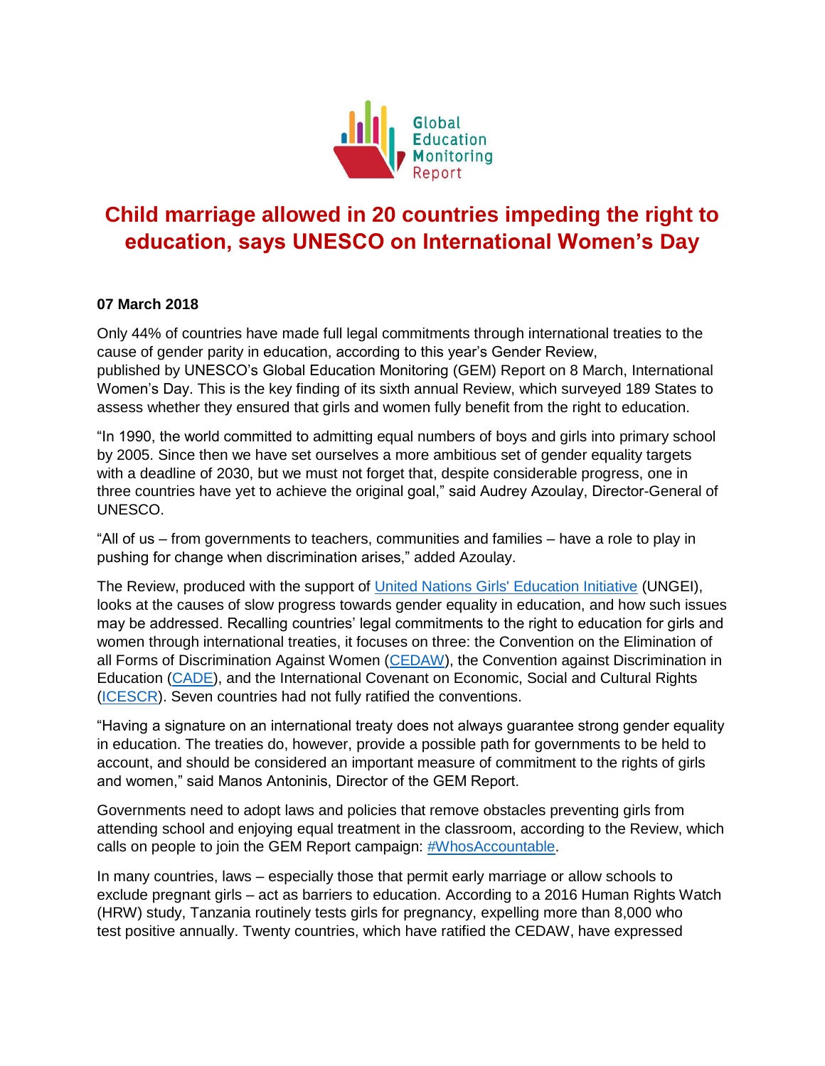Global Education Monitoring Report

# Child marriage allowed in 20 countries impeding the right to education, says UNESCO on International Women's Day

**07 March 2018**

Only 44% of countries have made full legal commitments through international treaties to the cause of gender parity in education, according to this year's Gender Review, published by UNESCO's Global Education Monitoring (GEM) Report on 8 March, International Women's Day. This is the key finding of its sixth annual Review, which surveyed 189 States to assess whether they ensured that girls and women fully benefit from the right to education.

"In 1990, the world committed to admitting equal numbers of boys and girls into primary school by 2005. Since then we have set ourselves a more ambitious set of gender equality targets with a deadline of 2030, but we must not forget that, despite considerable progress, one in three countries have yet to achieve the original goal," said Audrey Azoulay, Director-General of UNESCO.

"All of us – from governments to teachers, communities and families – have a role to play in pushing for change when discrimination arises," added Azoulay.

The Review, produced with the support of United Nations Girls' Education Initiative (UNGEI), looks at the causes of slow progress towards gender equality in education, and how such issues may be addressed. Recalling countries' legal commitments to the right to education for girls and women through international treaties, it focuses on three: the Convention on the Elimination of all Forms of Discrimination Against Women (CEDAW), the Convention against Discrimination in Education (CADE), and the International Covenant on Economic, Social and Cultural Rights (ICESCR). Seven countries had not fully ratified the conventions.

"Having a signature on an international treaty does not always guarantee strong gender equality in education. The treaties do, however, provide a possible path for governments to be held to account, and should be considered an important measure of commitment to the rights of girls and women," said Manos Antoninis, Director of the GEM Report.

Governments need to adopt laws and policies that remove obstacles preventing girls from attending school and enjoying equal treatment in the classroom, according to the Review, which calls on people to join the GEM Report campaign: #WhosAccountable.

In many countries, laws – especially those that permit early marriage or allow schools to exclude pregnant girls – act as barriers to education. According to a 2016 Human Rights Watch (HRW) study, Tanzania routinely tests girls for pregnancy, expelling more than 8,000 who test positive annually. Twenty countries, which have ratified the CEDAW, have expressed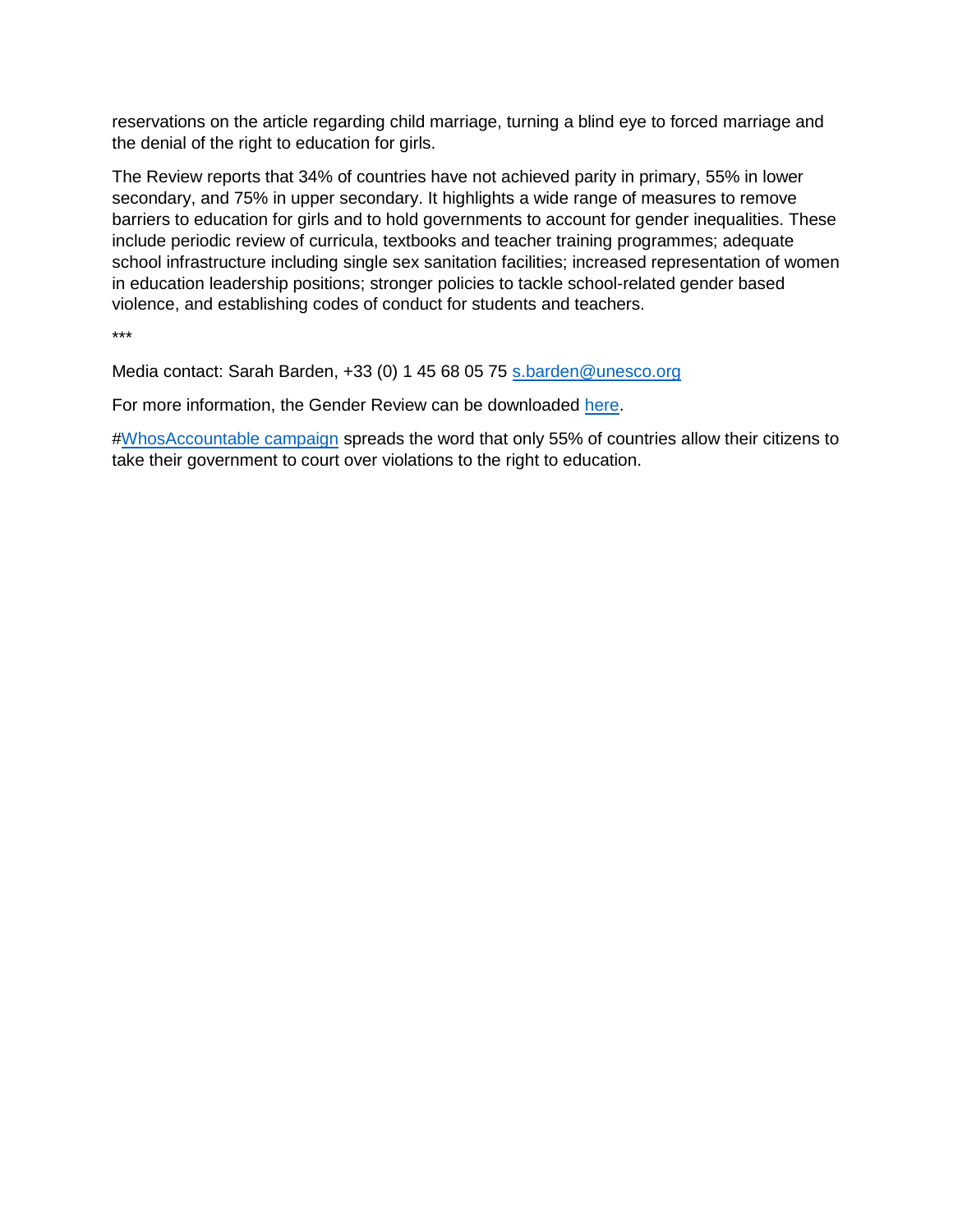reservations on the article regarding child marriage, turning a blind eye to forced marriage and the denial of the right to education for girls.

The Review reports that 34% of countries have not achieved parity in primary, 55% in lower secondary, and 75% in upper secondary. It highlights a wide range of measures to remove barriers to education for girls and to hold governments to account for gender inequalities. These include periodic review of curricula, textbooks and teacher training programmes; adequate school infrastructure including single sex sanitation facilities; increased representation of women in education leadership positions; stronger policies to tackle school-related gender based violence, and establishing codes of conduct for students and teachers.

***

Media contact: Sarah Barden, +33 (0) 1 45 68 05 75 s.barden@unesco.org

For more information, the Gender Review can be downloaded here.

#WhosAccountable campaign spreads the word that only 55% of countries allow their citizens to take their government to court over violations to the right to education.